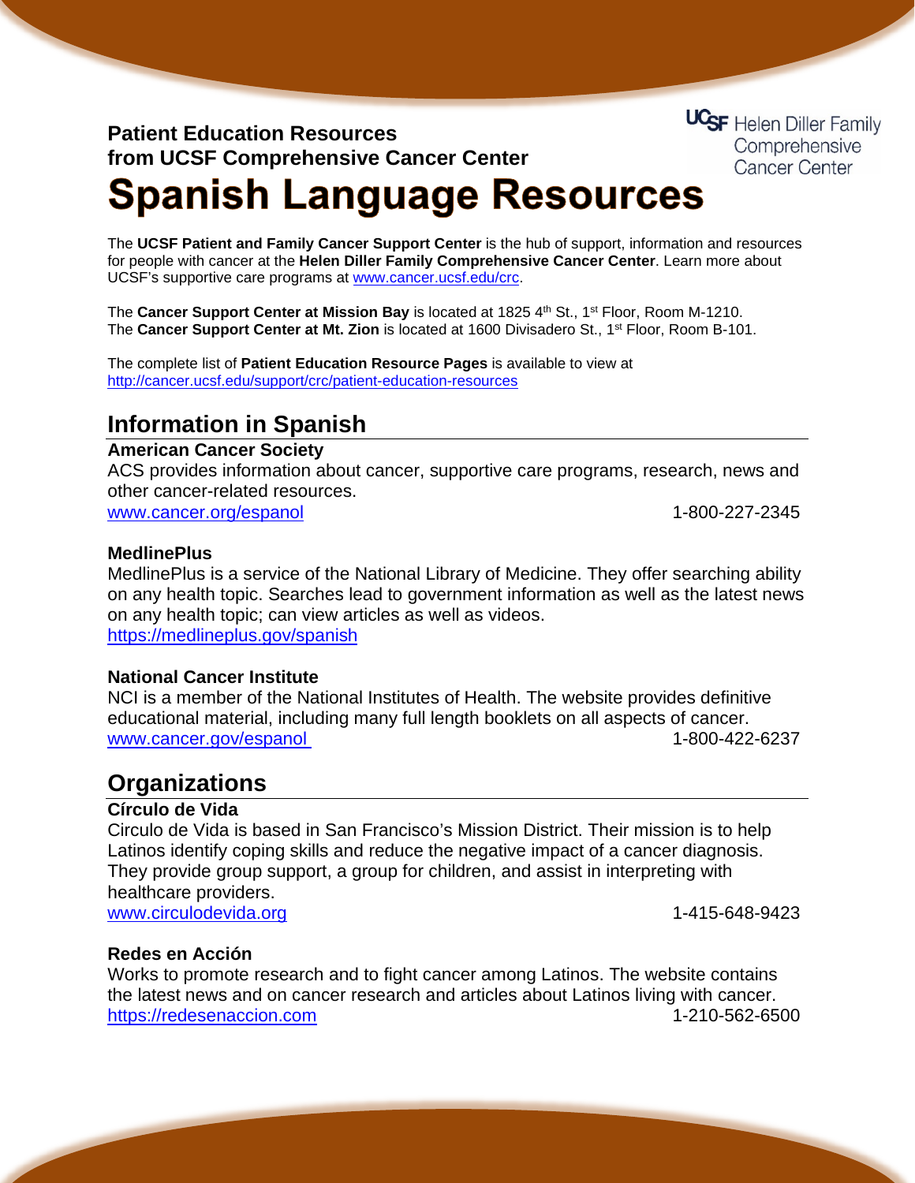**Patient Education Resources**
**from UCSF Comprehensive Cancer Center**

UCSF Helen Diller Family Comprehensive Cancer Center

# Spanish Language Resources

The **UCSF Patient and Family Cancer Support Center** is the hub of support, information and resources for people with cancer at the **Helen Diller Family Comprehensive Cancer Center**. Learn more about UCSF's supportive care programs at www.cancer.ucsf.edu/crc.

The **Cancer Support Center at Mission Bay** is located at 1825 4th St., 1st Floor, Room M-1210.
The **Cancer Support Center at Mt. Zion** is located at 1600 Divisadero St., 1st Floor, Room B-101.

The complete list of **Patient Education Resource Pages** is available to view at http://cancer.ucsf.edu/support/crc/patient-education-resources

## Information in Spanish

**American Cancer Society**
ACS provides information about cancer, supportive care programs, research, news and other cancer-related resources.
www.cancer.org/espanol 1-800-227-2345

**MedlinePlus**
MedlinePlus is a service of the National Library of Medicine. They offer searching ability on any health topic. Searches lead to government information as well as the latest news on any health topic; can view articles as well as videos.
https://medlineplus.gov/spanish

**National Cancer Institute**
NCI is a member of the National Institutes of Health. The website provides definitive educational material, including many full length booklets on all aspects of cancer.
www.cancer.gov/espanol 1-800-422-6237

## Organizations

**Círculo de Vida**
Circulo de Vida is based in San Francisco's Mission District. Their mission is to help Latinos identify coping skills and reduce the negative impact of a cancer diagnosis. They provide group support, a group for children, and assist in interpreting with healthcare providers.
www.circulodevida.org 1-415-648-9423

**Redes en Acción**
Works to promote research and to fight cancer among Latinos. The website contains the latest news and on cancer research and articles about Latinos living with cancer.
https://redesenaccion.com 1-210-562-6500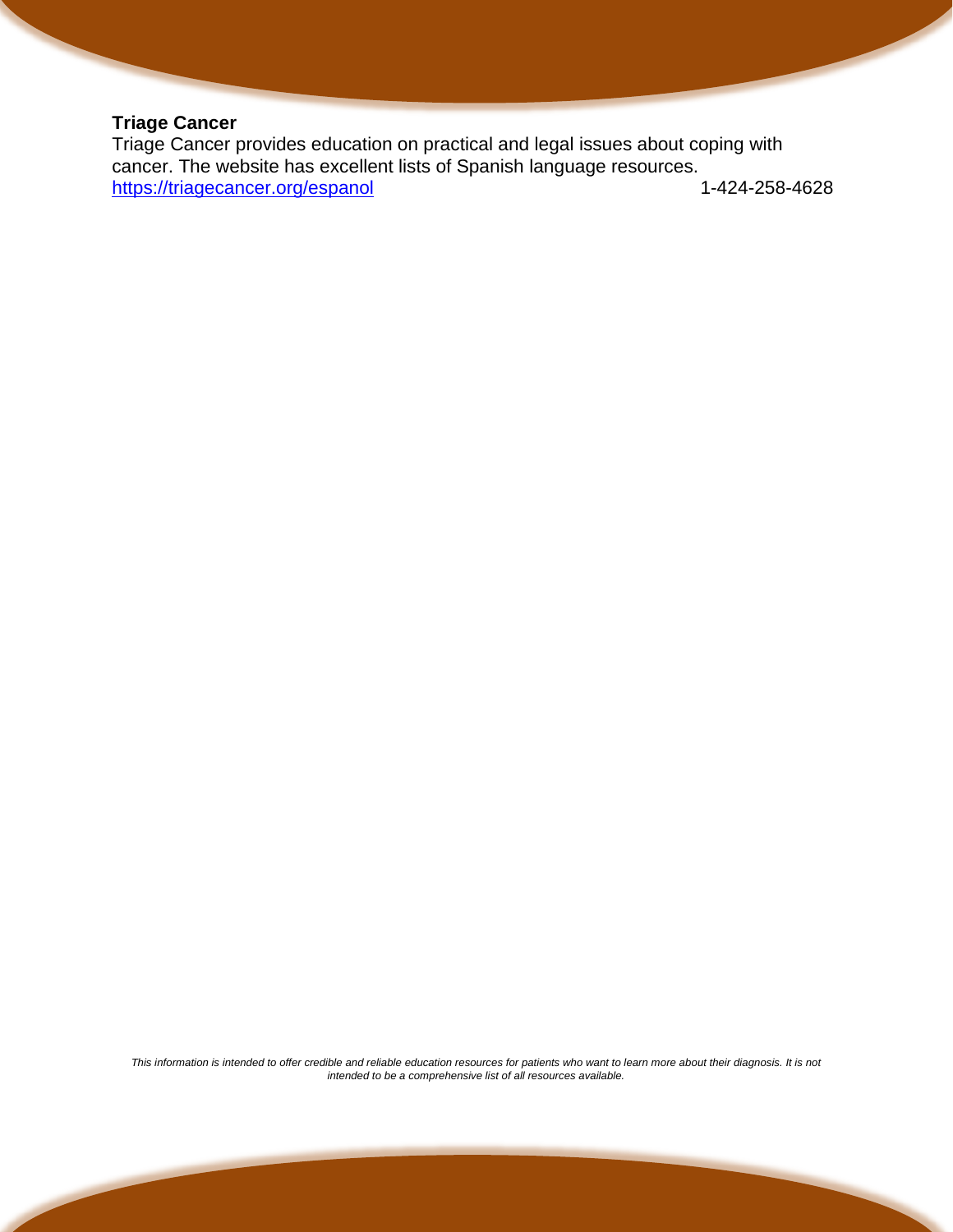**Triage Cancer**

Triage Cancer provides education on practical and legal issues about coping with cancer. The website has excellent lists of Spanish language resources.

https://triagecancer.org/espanol 1-424-258-4628

*This information is intended to offer credible and reliable education resources for patients who want to learn more about their diagnosis. It is not intended to be a comprehensive list of all resources available.*